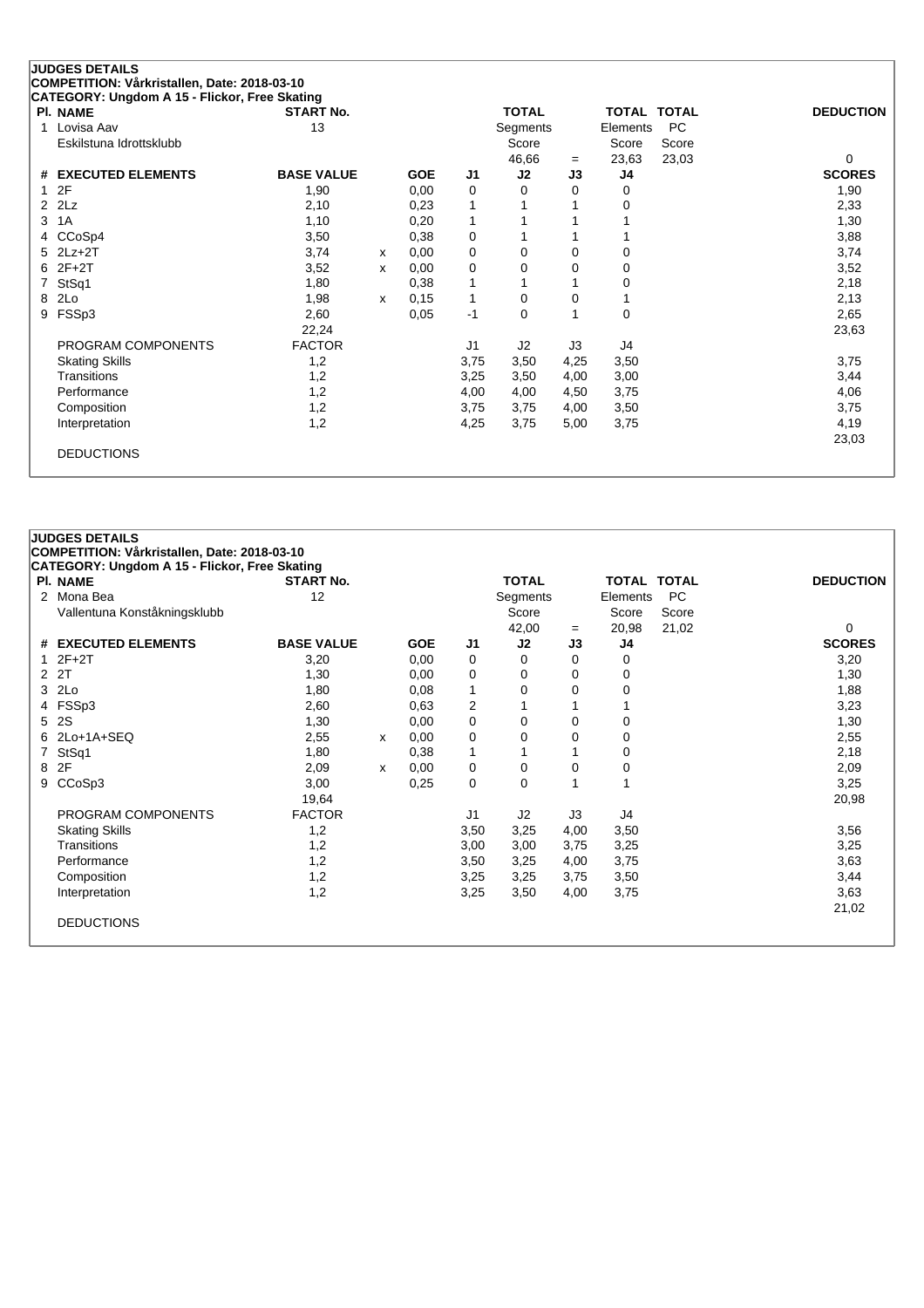## JUDGES DETAILS

**COMPETITION: Vårkristallen, Date: 2018-03-10**

**CATEGORY: Ungdom A 15 - Flickor, Free Skating**

| Pl. | NAME | START No. | TOTAL Segments Score | = | TOTAL Elements Score | TOTAL PC Score | DEDUCTION |
|---|---|---|---|---|---|---|---|
| 1 | Lovisa Aav<br>Eskilstuna Idrottsklubb | 13 | 46,66 | = | 23,63 | 23,03 | 0 |

| # | EXECUTED ELEMENTS | BASE VALUE | | GOE | J1 | J2 | J3 | J4 | SCORES |
|---|---|---|---|---|---|---|---|---|---|
| 1 | 2F | 1,90 | | 0,00 | 0 | 0 | 0 | 0 | 1,90 |
| 2 | 2Lz | 2,10 | | 0,23 | 1 | 1 | 1 | 0 | 2,33 |
| 3 | 1A | 1,10 | | 0,20 | 1 | 1 | 1 | 1 | 1,30 |
| 4 | CCoSp4 | 3,50 | | 0,38 | 0 | 1 | 1 | 1 | 3,88 |
| 5 | 2Lz+2T | 3,74 | x | 0,00 | 0 | 0 | 0 | 0 | 3,74 |
| 6 | 2F+2T | 3,52 | x | 0,00 | 0 | 0 | 0 | 0 | 3,52 |
| 7 | StSq1 | 1,80 | | 0,38 | 1 | 1 | 1 | 0 | 2,18 |
| 8 | 2Lo | 1,98 | x | 0,15 | 1 | 0 | 0 | 1 | 2,13 |
| 9 | FSSp3 | 2,60 | | 0,05 | -1 | 0 | 1 | 0 | 2,65 |
| | | 22,24 | | | | | | | 23,63 |
| | PROGRAM COMPONENTS | FACTOR | | | J1 | J2 | J3 | J4 | |
| | Skating Skills | 1,2 | | | 3,75 | 3,50 | 4,25 | 3,50 | 3,75 |
| | Transitions | 1,2 | | | 3,25 | 3,50 | 4,00 | 3,00 | 3,44 |
| | Performance | 1,2 | | | 4,00 | 4,00 | 4,50 | 3,75 | 4,06 |
| | Composition | 1,2 | | | 3,75 | 3,75 | 4,00 | 3,50 | 3,75 |
| | Interpretation | 1,2 | | | 4,25 | 3,75 | 5,00 | 3,75 | 4,19 |
| | | | | | | | | | 23,03 |
| | DEDUCTIONS | | | | | | | | |

## JUDGES DETAILS

**COMPETITION: Vårkristallen, Date: 2018-03-10**

**CATEGORY: Ungdom A 15 - Flickor, Free Skating**

| Pl. | NAME | START No. | TOTAL Segments Score | = | TOTAL Elements Score | TOTAL PC Score | DEDUCTION |
|---|---|---|---|---|---|---|---|
| 2 | Mona Bea<br>Vallentuna Konståkningsklubb | 12 | 42,00 | = | 20,98 | 21,02 | 0 |

| # | EXECUTED ELEMENTS | BASE VALUE | | GOE | J1 | J2 | J3 | J4 | SCORES |
|---|---|---|---|---|---|---|---|---|---|
| 1 | 2F+2T | 3,20 | | 0,00 | 0 | 0 | 0 | 0 | 3,20 |
| 2 | 2T | 1,30 | | 0,00 | 0 | 0 | 0 | 0 | 1,30 |
| 3 | 2Lo | 1,80 | | 0,08 | 1 | 0 | 0 | 0 | 1,88 |
| 4 | FSSp3 | 2,60 | | 0,63 | 2 | 1 | 1 | 1 | 3,23 |
| 5 | 2S | 1,30 | | 0,00 | 0 | 0 | 0 | 0 | 1,30 |
| 6 | 2Lo+1A+SEQ | 2,55 | x | 0,00 | 0 | 0 | 0 | 0 | 2,55 |
| 7 | StSq1 | 1,80 | | 0,38 | 1 | 1 | 1 | 0 | 2,18 |
| 8 | 2F | 2,09 | x | 0,00 | 0 | 0 | 0 | 0 | 2,09 |
| 9 | CCoSp3 | 3,00 | | 0,25 | 0 | 0 | 1 | 1 | 3,25 |
| | | 19,64 | | | | | | | 20,98 |
| | PROGRAM COMPONENTS | FACTOR | | | J1 | J2 | J3 | J4 | |
| | Skating Skills | 1,2 | | | 3,50 | 3,25 | 4,00 | 3,50 | 3,56 |
| | Transitions | 1,2 | | | 3,00 | 3,00 | 3,75 | 3,25 | 3,25 |
| | Performance | 1,2 | | | 3,50 | 3,25 | 4,00 | 3,75 | 3,63 |
| | Composition | 1,2 | | | 3,25 | 3,25 | 3,75 | 3,50 | 3,44 |
| | Interpretation | 1,2 | | | 3,25 | 3,50 | 4,00 | 3,75 | 3,63 |
| | | | | | | | | | 21,02 |
| | DEDUCTIONS | | | | | | | | |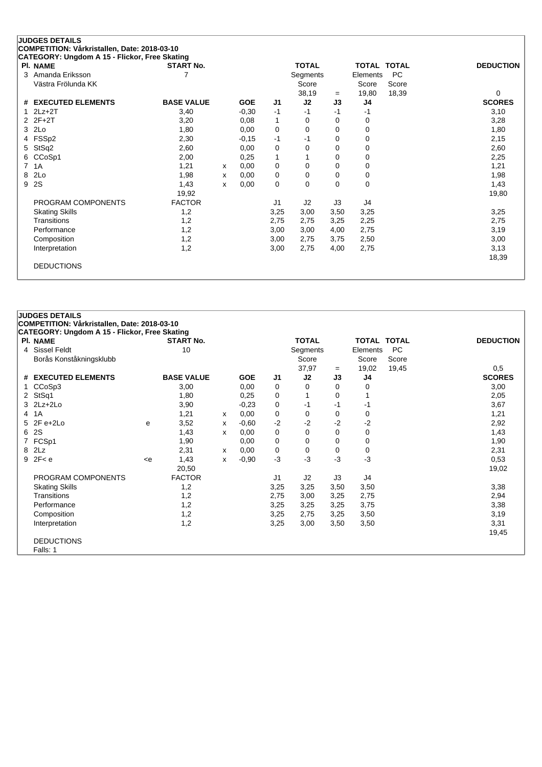**JUDGES DETAILS**
**COMPETITION: Vårkristallen, Date: 2018-03-10**
**CATEGORY: Ungdom A 15 - Flickor, Free Skating**

| Pl. | NAME | | START No. | | | | TOTAL | | TOTAL | TOTAL | DEDUCTION |
|---|---|---|---|---|---|---|---|---|---|---|---|
| 3 | Amanda Eriksson | | 7 | | | | Segments | | Elements | PC | |
| | Västra Frölunda KK | | | | | | Score | | Score | Score | |
| | | | | | | | 38,19 | = | 19,80 | 18,39 | 0 |
| # | EXECUTED ELEMENTS | | BASE VALUE | | GOE | J1 | J2 | J3 | J4 | | SCORES |
| 1 | 2Lz+2T | | 3,40 | | -0,30 | -1 | -1 | -1 | -1 | | 3,10 |
| 2 | 2F+2T | | 3,20 | | 0,08 | 1 | 0 | 0 | 0 | | 3,28 |
| 3 | 2Lo | | 1,80 | | 0,00 | 0 | 0 | 0 | 0 | | 1,80 |
| 4 | FSSp2 | | 2,30 | | -0,15 | -1 | -1 | 0 | 0 | | 2,15 |
| 5 | StSq2 | | 2,60 | | 0,00 | 0 | 0 | 0 | 0 | | 2,60 |
| 6 | CCoSp1 | | 2,00 | | 0,25 | 1 | 1 | 0 | 0 | | 2,25 |
| 7 | 1A | | 1,21 | x | 0,00 | 0 | 0 | 0 | 0 | | 1,21 |
| 8 | 2Lo | | 1,98 | x | 0,00 | 0 | 0 | 0 | 0 | | 1,98 |
| 9 | 2S | | 1,43 | x | 0,00 | 0 | 0 | 0 | 0 | | 1,43 |
| | | | 19,92 | | | | | | | | 19,80 |
| | PROGRAM COMPONENTS | | FACTOR | | | J1 | J2 | J3 | J4 | | |
| | Skating Skills | | 1,2 | | | 3,25 | 3,00 | 3,50 | 3,25 | | 3,25 |
| | Transitions | | 1,2 | | | 2,75 | 2,75 | 3,25 | 2,25 | | 2,75 |
| | Performance | | 1,2 | | | 3,00 | 3,00 | 4,00 | 2,75 | | 3,19 |
| | Composition | | 1,2 | | | 3,00 | 2,75 | 3,75 | 2,50 | | 3,00 |
| | Interpretation | | 1,2 | | | 3,00 | 2,75 | 4,00 | 2,75 | | 3,13 |
| | | | | | | | | | | | 18,39 |
| | DEDUCTIONS | | | | | | | | | | |

**JUDGES DETAILS**
**COMPETITION: Vårkristallen, Date: 2018-03-10**
**CATEGORY: Ungdom A 15 - Flickor, Free Skating**

| Pl. | NAME | | START No. | | | | TOTAL | | TOTAL | TOTAL | DEDUCTION |
|---|---|---|---|---|---|---|---|---|---|---|---|
| 4 | Sissel Feldt | | 10 | | | | Segments | | Elements | PC | |
| | Borås Konståkningsklubb | | | | | | Score | | Score | Score | |
| | | | | | | | 37,97 | = | 19,02 | 19,45 | 0,5 |
| # | EXECUTED ELEMENTS | | BASE VALUE | | GOE | J1 | J2 | J3 | J4 | | SCORES |
| 1 | CCoSp3 | | 3,00 | | 0,00 | 0 | 0 | 0 | 0 | | 3,00 |
| 2 | StSq1 | | 1,80 | | 0,25 | 0 | 1 | 0 | 1 | | 2,05 |
| 3 | 2Lz+2Lo | | 3,90 | | -0,23 | 0 | -1 | -1 | -1 | | 3,67 |
| 4 | 1A | | 1,21 | x | 0,00 | 0 | 0 | 0 | 0 | | 1,21 |
| 5 | 2F e+2Lo | e | 3,52 | x | -0,60 | -2 | -2 | -2 | -2 | | 2,92 |
| 6 | 2S | | 1,43 | x | 0,00 | 0 | 0 | 0 | 0 | | 1,43 |
| 7 | FCSp1 | | 1,90 | | 0,00 | 0 | 0 | 0 | 0 | | 1,90 |
| 8 | 2Lz | | 2,31 | x | 0,00 | 0 | 0 | 0 | 0 | | 2,31 |
| 9 | 2F< e | <e | 1,43 | x | -0,90 | -3 | -3 | -3 | -3 | | 0,53 |
| | | | 20,50 | | | | | | | | 19,02 |
| | PROGRAM COMPONENTS | | FACTOR | | | J1 | J2 | J3 | J4 | | |
| | Skating Skills | | 1,2 | | | 3,25 | 3,25 | 3,50 | 3,50 | | 3,38 |
| | Transitions | | 1,2 | | | 2,75 | 3,00 | 3,25 | 2,75 | | 2,94 |
| | Performance | | 1,2 | | | 3,25 | 3,25 | 3,25 | 3,75 | | 3,38 |
| | Composition | | 1,2 | | | 3,25 | 2,75 | 3,25 | 3,50 | | 3,19 |
| | Interpretation | | 1,2 | | | 3,25 | 3,00 | 3,50 | 3,50 | | 3,31 |
| | | | | | | | | | | | 19,45 |
| | DEDUCTIONS | | | | | | | | | | |
| | Falls: 1 | | | | | | | | | | |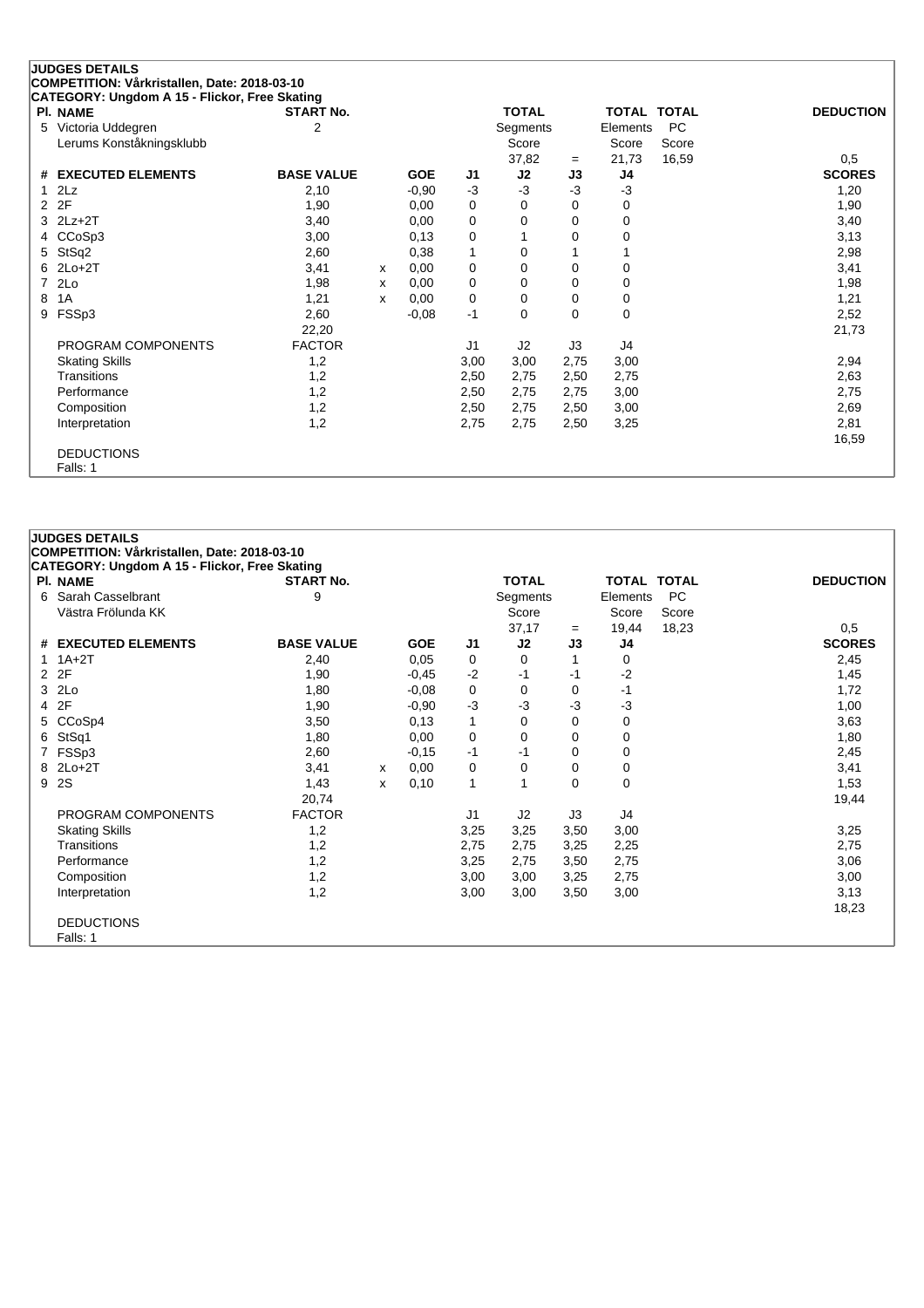## JUDGES DETAILS

**COMPETITION: Vårkristallen, Date: 2018-03-10**

**CATEGORY: Ungdom A 15 - Flickor, Free Skating**

| Pl. | NAME | START No. | TOTAL Segments Score | = | TOTAL Elements Score | TOTAL PC Score | DEDUCTION |
|---|---|---|---|---|---|---|---|
| 5 | Victoria Uddegren<br>Lerums Konståkningsklubb | 2 | 37,82 | = | 21,73 | 16,59 | 0,5 |

| # | EXECUTED ELEMENTS | BASE VALUE | | GOE | J1 | J2 | J3 | J4 | SCORES |
|---|---|---|---|---|---|---|---|---|---|
| 1 | 2Lz | 2,10 | | -0,90 | -3 | -3 | -3 | -3 | 1,20 |
| 2 | 2F | 1,90 | | 0,00 | 0 | 0 | 0 | 0 | 1,90 |
| 3 | 2Lz+2T | 3,40 | | 0,00 | 0 | 0 | 0 | 0 | 3,40 |
| 4 | CCoSp3 | 3,00 | | 0,13 | 0 | 1 | 0 | 0 | 3,13 |
| 5 | StSq2 | 2,60 | | 0,38 | 1 | 0 | 1 | 1 | 2,98 |
| 6 | 2Lo+2T | 3,41 | x | 0,00 | 0 | 0 | 0 | 0 | 3,41 |
| 7 | 2Lo | 1,98 | x | 0,00 | 0 | 0 | 0 | 0 | 1,98 |
| 8 | 1A | 1,21 | x | 0,00 | 0 | 0 | 0 | 0 | 1,21 |
| 9 | FSSp3 | 2,60 | | -0,08 | -1 | 0 | 0 | 0 | 2,52 |
| | | 22,20 | | | | | | | 21,73 |

| PROGRAM COMPONENTS | FACTOR | J1 | J2 | J3 | J4 | |
|---|---|---|---|---|---|---|
| Skating Skills | 1,2 | 3,00 | 3,00 | 2,75 | 3,00 | 2,94 |
| Transitions | 1,2 | 2,50 | 2,75 | 2,50 | 2,75 | 2,63 |
| Performance | 1,2 | 2,50 | 2,75 | 2,75 | 3,00 | 2,75 |
| Composition | 1,2 | 2,50 | 2,75 | 2,50 | 3,00 | 2,69 |
| Interpretation | 1,2 | 2,75 | 2,75 | 2,50 | 3,25 | 2,81 |
| | | | | | | 16,59 |

DEDUCTIONS

Falls: 1

## JUDGES DETAILS

**COMPETITION: Vårkristallen, Date: 2018-03-10**

**CATEGORY: Ungdom A 15 - Flickor, Free Skating**

| Pl. | NAME | START No. | TOTAL Segments Score | = | TOTAL Elements Score | TOTAL PC Score | DEDUCTION |
|---|---|---|---|---|---|---|---|
| 6 | Sarah Casselbrant<br>Västra Frölunda KK | 9 | 37,17 | = | 19,44 | 18,23 | 0,5 |

| # | EXECUTED ELEMENTS | BASE VALUE | | GOE | J1 | J2 | J3 | J4 | SCORES |
|---|---|---|---|---|---|---|---|---|---|
| 1 | 1A+2T | 2,40 | | 0,05 | 0 | 0 | 1 | 0 | 2,45 |
| 2 | 2F | 1,90 | | -0,45 | -2 | -1 | -1 | -2 | 1,45 |
| 3 | 2Lo | 1,80 | | -0,08 | 0 | 0 | 0 | -1 | 1,72 |
| 4 | 2F | 1,90 | | -0,90 | -3 | -3 | -3 | -3 | 1,00 |
| 5 | CCoSp4 | 3,50 | | 0,13 | 1 | 0 | 0 | 0 | 3,63 |
| 6 | StSq1 | 1,80 | | 0,00 | 0 | 0 | 0 | 0 | 1,80 |
| 7 | FSSp3 | 2,60 | | -0,15 | -1 | -1 | 0 | 0 | 2,45 |
| 8 | 2Lo+2T | 3,41 | x | 0,00 | 0 | 0 | 0 | 0 | 3,41 |
| 9 | 2S | 1,43 | x | 0,10 | 1 | 1 | 0 | 0 | 1,53 |
| | | 20,74 | | | | | | | 19,44 |

| PROGRAM COMPONENTS | FACTOR | J1 | J2 | J3 | J4 | |
|---|---|---|---|---|---|---|
| Skating Skills | 1,2 | 3,25 | 3,25 | 3,50 | 3,00 | 3,25 |
| Transitions | 1,2 | 2,75 | 2,75 | 3,25 | 2,25 | 2,75 |
| Performance | 1,2 | 3,25 | 2,75 | 3,50 | 2,75 | 3,06 |
| Composition | 1,2 | 3,00 | 3,00 | 3,25 | 2,75 | 3,00 |
| Interpretation | 1,2 | 3,00 | 3,00 | 3,50 | 3,00 | 3,13 |
| | | | | | | 18,23 |

DEDUCTIONS

Falls: 1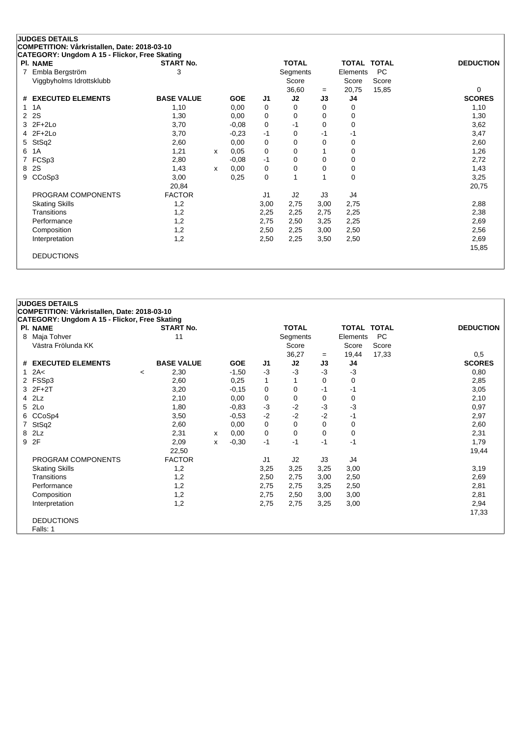## JUDGES DETAILS

**COMPETITION: Vårkristallen, Date: 2018-03-10**

**CATEGORY: Ungdom A 15 - Flickor, Free Skating**

| Pl. | NAME | START No. | TOTAL Segments Score | = | TOTAL Elements Score | TOTAL PC Score | DEDUCTION |
|---|---|---|---|---|---|---|---|
| 7 | Embla Bergström<br>Viggbyholms Idrottsklubb | 3 | 36,60 | = | 20,75 | 15,85 | 0 |

| # | EXECUTED ELEMENTS | | BASE VALUE | | GOE | J1 | J2 | J3 | J4 | SCORES |
|---|---|---|---|---|---|---|---|---|---|---|
| 1 | 1A | | 1,10 | | 0,00 | 0 | 0 | 0 | 0 | 1,10 |
| 2 | 2S | | 1,30 | | 0,00 | 0 | 0 | 0 | 0 | 1,30 |
| 3 | 2F+2Lo | | 3,70 | | -0,08 | 0 | -1 | 0 | 0 | 3,62 |
| 4 | 2F+2Lo | | 3,70 | | -0,23 | -1 | 0 | -1 | -1 | 3,47 |
| 5 | StSq2 | | 2,60 | | 0,00 | 0 | 0 | 0 | 0 | 2,60 |
| 6 | 1A | | 1,21 | x | 0,05 | 0 | 0 | 1 | 0 | 1,26 |
| 7 | FCSp3 | | 2,80 | | -0,08 | -1 | 0 | 0 | 0 | 2,72 |
| 8 | 2S | | 1,43 | x | 0,00 | 0 | 0 | 0 | 0 | 1,43 |
| 9 | CCoSp3 | | 3,00 | | 0,25 | 0 | 1 | 1 | 0 | 3,25 |
| | | | 20,84 | | | | | | | 20,75 |

| PROGRAM COMPONENTS | FACTOR | J1 | J2 | J3 | J4 | |
|---|---|---|---|---|---|---|
| Skating Skills | 1,2 | 3,00 | 2,75 | 3,00 | 2,75 | 2,88 |
| Transitions | 1,2 | 2,25 | 2,25 | 2,75 | 2,25 | 2,38 |
| Performance | 1,2 | 2,75 | 2,50 | 3,25 | 2,25 | 2,69 |
| Composition | 1,2 | 2,50 | 2,25 | 3,00 | 2,50 | 2,56 |
| Interpretation | 1,2 | 2,50 | 2,25 | 3,50 | 2,50 | 2,69 |
| | | | | | | 15,85 |

DEDUCTIONS

## JUDGES DETAILS

**COMPETITION: Vårkristallen, Date: 2018-03-10**

**CATEGORY: Ungdom A 15 - Flickor, Free Skating**

| Pl. | NAME | START No. | TOTAL Segments Score | = | TOTAL Elements Score | TOTAL PC Score | DEDUCTION |
|---|---|---|---|---|---|---|---|
| 8 | Maja Tohver<br>Västra Frölunda KK | 11 | 36,27 | = | 19,44 | 17,33 | 0,5 |

| # | EXECUTED ELEMENTS | | BASE VALUE | | GOE | J1 | J2 | J3 | J4 | SCORES |
|---|---|---|---|---|---|---|---|---|---|---|
| 1 | 2A< | < | 2,30 | | -1,50 | -3 | -3 | -3 | -3 | 0,80 |
| 2 | FSSp3 | | 2,60 | | 0,25 | 1 | 1 | 0 | 0 | 2,85 |
| 3 | 2F+2T | | 3,20 | | -0,15 | 0 | 0 | -1 | -1 | 3,05 |
| 4 | 2Lz | | 2,10 | | 0,00 | 0 | 0 | 0 | 0 | 2,10 |
| 5 | 2Lo | | 1,80 | | -0,83 | -3 | -2 | -3 | -3 | 0,97 |
| 6 | CCoSp4 | | 3,50 | | -0,53 | -2 | -2 | -2 | -1 | 2,97 |
| 7 | StSq2 | | 2,60 | | 0,00 | 0 | 0 | 0 | 0 | 2,60 |
| 8 | 2Lz | | 2,31 | x | 0,00 | 0 | 0 | 0 | 0 | 2,31 |
| 9 | 2F | | 2,09 | x | -0,30 | -1 | -1 | -1 | -1 | 1,79 |
| | | | 22,50 | | | | | | | 19,44 |

| PROGRAM COMPONENTS | FACTOR | J1 | J2 | J3 | J4 | |
|---|---|---|---|---|---|---|
| Skating Skills | 1,2 | 3,25 | 3,25 | 3,25 | 3,00 | 3,19 |
| Transitions | 1,2 | 2,50 | 2,75 | 3,00 | 2,50 | 2,69 |
| Performance | 1,2 | 2,75 | 2,75 | 3,25 | 2,50 | 2,81 |
| Composition | 1,2 | 2,75 | 2,50 | 3,00 | 3,00 | 2,81 |
| Interpretation | 1,2 | 2,75 | 2,75 | 3,25 | 3,00 | 2,94 |
| | | | | | | 17,33 |

DEDUCTIONS

Falls: 1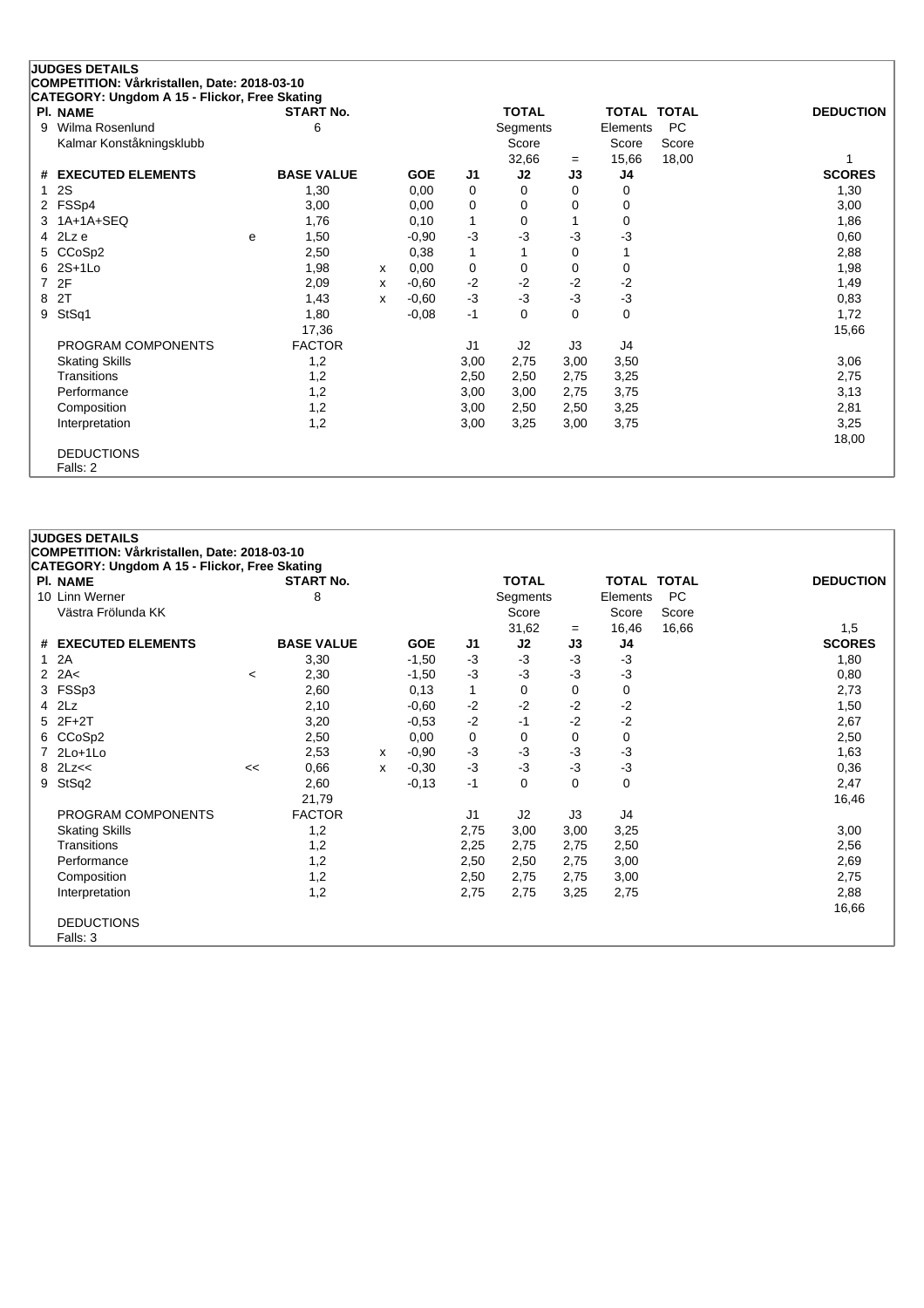## JUDGES DETAILS

**COMPETITION: Vårkristallen, Date: 2018-03-10**

**CATEGORY: Ungdom A 15 - Flickor, Free Skating**

| Pl. | NAME | START No. | TOTAL Segments Score | = | TOTAL Elements Score | TOTAL PC Score | DEDUCTION |
|---|---|---|---|---|---|---|---|
| 9 | Wilma Rosenlund<br>Kalmar Konståkningsklubb | 6 | 32,66 | = | 15,66 | 18,00 | 1 |

| # | EXECUTED ELEMENTS | | BASE VALUE | | GOE | J1 | J2 | J3 | J4 | SCORES |
|---|---|---|---|---|---|---|---|---|---|---|
| 1 | 2S | | 1,30 | | 0,00 | 0 | 0 | 0 | 0 | 1,30 |
| 2 | FSSp4 | | 3,00 | | 0,00 | 0 | 0 | 0 | 0 | 3,00 |
| 3 | 1A+1A+SEQ | | 1,76 | | 0,10 | 1 | 0 | 1 | 0 | 1,86 |
| 4 | 2Lz e | e | 1,50 | | -0,90 | -3 | -3 | -3 | -3 | 0,60 |
| 5 | CCoSp2 | | 2,50 | | 0,38 | 1 | 1 | 0 | 1 | 2,88 |
| 6 | 2S+1Lo | | 1,98 | x | 0,00 | 0 | 0 | 0 | 0 | 1,98 |
| 7 | 2F | | 2,09 | x | -0,60 | -2 | -2 | -2 | -2 | 1,49 |
| 8 | 2T | | 1,43 | x | -0,60 | -3 | -3 | -3 | -3 | 0,83 |
| 9 | StSq1 | | 1,80 | | -0,08 | -1 | 0 | 0 | 0 | 1,72 |
| | | | 17,36 | | | | | | | 15,66 |
| | PROGRAM COMPONENTS | | FACTOR | | | J1 | J2 | J3 | J4 | |
| | Skating Skills | | 1,2 | | | 3,00 | 2,75 | 3,00 | 3,50 | 3,06 |
| | Transitions | | 1,2 | | | 2,50 | 2,50 | 2,75 | 3,25 | 2,75 |
| | Performance | | 1,2 | | | 3,00 | 3,00 | 2,75 | 3,75 | 3,13 |
| | Composition | | 1,2 | | | 3,00 | 2,50 | 2,50 | 3,25 | 2,81 |
| | Interpretation | | 1,2 | | | 3,00 | 3,25 | 3,00 | 3,75 | 3,25 |
| | | | | | | | | | | 18,00 |

DEDUCTIONS
Falls: 2

## JUDGES DETAILS

**COMPETITION: Vårkristallen, Date: 2018-03-10**

**CATEGORY: Ungdom A 15 - Flickor, Free Skating**

| Pl. | NAME | START No. | TOTAL Segments Score | = | TOTAL Elements Score | TOTAL PC Score | DEDUCTION |
|---|---|---|---|---|---|---|---|
| 10 | Linn Werner<br>Västra Frölunda KK | 8 | 31,62 | = | 16,46 | 16,66 | 1,5 |

| # | EXECUTED ELEMENTS | | BASE VALUE | | GOE | J1 | J2 | J3 | J4 | SCORES |
|---|---|---|---|---|---|---|---|---|---|---|
| 1 | 2A | | 3,30 | | -1,50 | -3 | -3 | -3 | -3 | 1,80 |
| 2 | 2A< | < | 2,30 | | -1,50 | -3 | -3 | -3 | -3 | 0,80 |
| 3 | FSSp3 | | 2,60 | | 0,13 | 1 | 0 | 0 | 0 | 2,73 |
| 4 | 2Lz | | 2,10 | | -0,60 | -2 | -2 | -2 | -2 | 1,50 |
| 5 | 2F+2T | | 3,20 | | -0,53 | -2 | -1 | -2 | -2 | 2,67 |
| 6 | CCoSp2 | | 2,50 | | 0,00 | 0 | 0 | 0 | 0 | 2,50 |
| 7 | 2Lo+1Lo | | 2,53 | x | -0,90 | -3 | -3 | -3 | -3 | 1,63 |
| 8 | 2Lz<< | << | 0,66 | x | -0,30 | -3 | -3 | -3 | -3 | 0,36 |
| 9 | StSq2 | | 2,60 | | -0,13 | -1 | 0 | 0 | 0 | 2,47 |
| | | | 21,79 | | | | | | | 16,46 |
| | PROGRAM COMPONENTS | | FACTOR | | | J1 | J2 | J3 | J4 | |
| | Skating Skills | | 1,2 | | | 2,75 | 3,00 | 3,00 | 3,25 | 3,00 |
| | Transitions | | 1,2 | | | 2,25 | 2,75 | 2,75 | 2,50 | 2,56 |
| | Performance | | 1,2 | | | 2,50 | 2,50 | 2,75 | 3,00 | 2,69 |
| | Composition | | 1,2 | | | 2,50 | 2,75 | 2,75 | 3,00 | 2,75 |
| | Interpretation | | 1,2 | | | 2,75 | 2,75 | 3,25 | 2,75 | 2,88 |
| | | | | | | | | | | 16,66 |

DEDUCTIONS
Falls: 3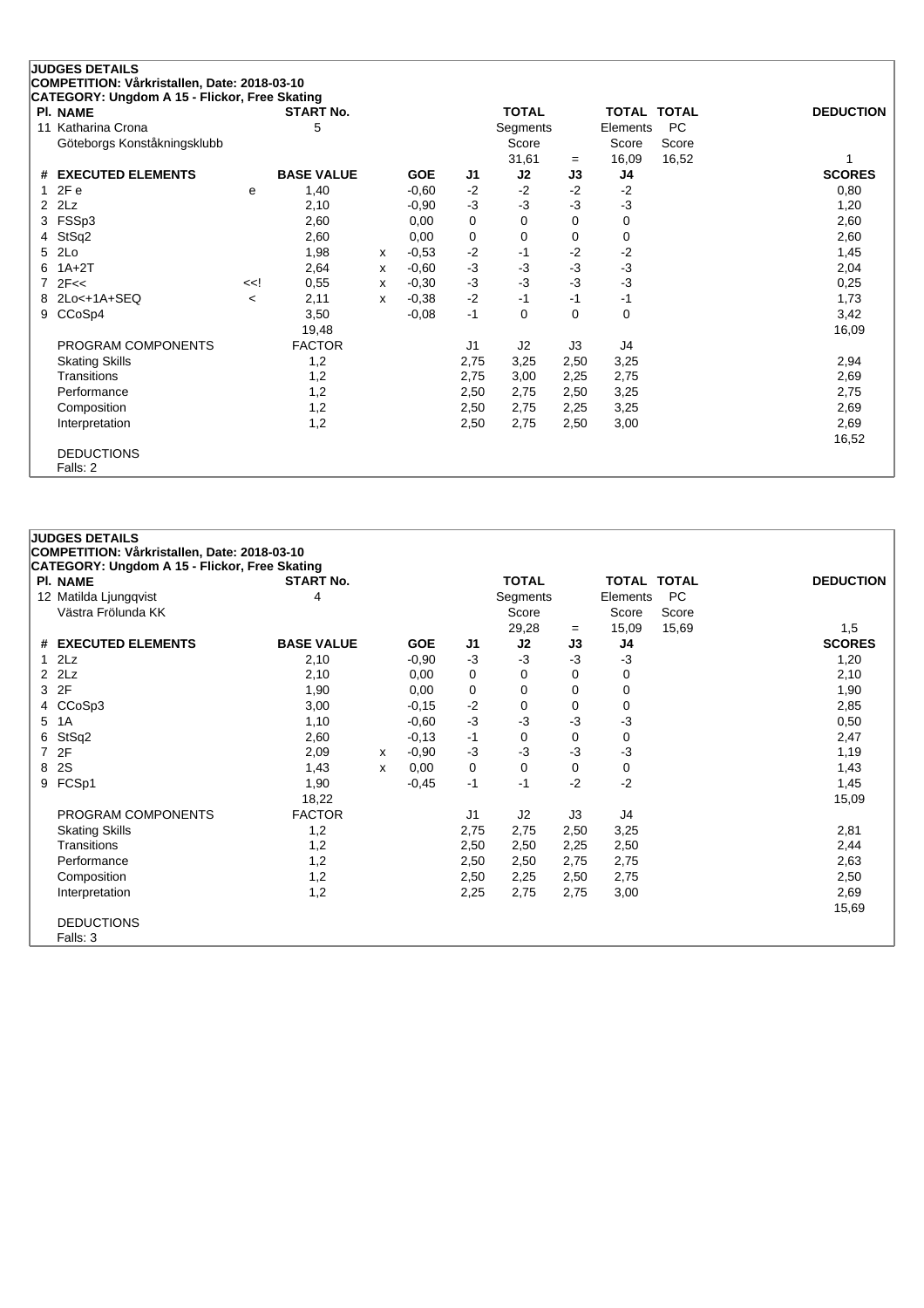## JUDGES DETAILS

**COMPETITION: Vårkristallen, Date: 2018-03-10**

**CATEGORY: Ungdom A 15 - Flickor, Free Skating**

| Pl. | NAME | START No. | TOTAL Segments Score | = | TOTAL Elements Score | TOTAL PC Score | DEDUCTION |
|---|---|---|---|---|---|---|---|
| 11 | Katharina Crona<br>Göteborgs Konståkningsklubb | 5 | 31,61 | = | 16,09 | 16,52 | 1 |

| # | EXECUTED ELEMENTS | | BASE VALUE | | GOE | J1 | J2 | J3 | J4 | SCORES |
|---|---|---|---|---|---|---|---|---|---|---|
| 1 | 2F e | e | 1,40 | | -0,60 | -2 | -2 | -2 | -2 | 0,80 |
| 2 | 2Lz | | 2,10 | | -0,90 | -3 | -3 | -3 | -3 | 1,20 |
| 3 | FSSp3 | | 2,60 | | 0,00 | 0 | 0 | 0 | 0 | 2,60 |
| 4 | StSq2 | | 2,60 | | 0,00 | 0 | 0 | 0 | 0 | 2,60 |
| 5 | 2Lo | | 1,98 | x | -0,53 | -2 | -1 | -2 | -2 | 1,45 |
| 6 | 1A+2T | | 2,64 | x | -0,60 | -3 | -3 | -3 | -3 | 2,04 |
| 7 | 2F<< | <<! | 0,55 | x | -0,30 | -3 | -3 | -3 | -3 | 0,25 |
| 8 | 2Lo<+1A+SEQ | < | 2,11 | x | -0,38 | -2 | -1 | -1 | -1 | 1,73 |
| 9 | CCoSp4 | | 3,50 | | -0,08 | -1 | 0 | 0 | 0 | 3,42 |
| | | | 19,48 | | | | | | | 16,09 |

| PROGRAM COMPONENTS | FACTOR | J1 | J2 | J3 | J4 | |
|---|---|---|---|---|---|---|
| Skating Skills | 1,2 | 2,75 | 3,25 | 2,50 | 3,25 | 2,94 |
| Transitions | 1,2 | 2,75 | 3,00 | 2,25 | 2,75 | 2,69 |
| Performance | 1,2 | 2,50 | 2,75 | 2,50 | 3,25 | 2,75 |
| Composition | 1,2 | 2,50 | 2,75 | 2,25 | 3,25 | 2,69 |
| Interpretation | 1,2 | 2,50 | 2,75 | 2,50 | 3,00 | 2,69 |
| | | | | | | 16,52 |

DEDUCTIONS

Falls: 2

## JUDGES DETAILS

**COMPETITION: Vårkristallen, Date: 2018-03-10**

**CATEGORY: Ungdom A 15 - Flickor, Free Skating**

| Pl. | NAME | START No. | TOTAL Segments Score | = | TOTAL Elements Score | TOTAL PC Score | DEDUCTION |
|---|---|---|---|---|---|---|---|
| 12 | Matilda Ljungqvist<br>Västra Frölunda KK | 4 | 29,28 | = | 15,09 | 15,69 | 1,5 |

| # | EXECUTED ELEMENTS | BASE VALUE | | GOE | J1 | J2 | J3 | J4 | SCORES |
|---|---|---|---|---|---|---|---|---|---|
| 1 | 2Lz | 2,10 | | -0,90 | -3 | -3 | -3 | -3 | 1,20 |
| 2 | 2Lz | 2,10 | | 0,00 | 0 | 0 | 0 | 0 | 2,10 |
| 3 | 2F | 1,90 | | 0,00 | 0 | 0 | 0 | 0 | 1,90 |
| 4 | CCoSp3 | 3,00 | | -0,15 | -2 | 0 | 0 | 0 | 2,85 |
| 5 | 1A | 1,10 | | -0,60 | -3 | -3 | -3 | -3 | 0,50 |
| 6 | StSq2 | 2,60 | | -0,13 | -1 | 0 | 0 | 0 | 2,47 |
| 7 | 2F | 2,09 | x | -0,90 | -3 | -3 | -3 | -3 | 1,19 |
| 8 | 2S | 1,43 | x | 0,00 | 0 | 0 | 0 | 0 | 1,43 |
| 9 | FCSp1 | 1,90 | | -0,45 | -1 | -1 | -2 | -2 | 1,45 |
| | | 18,22 | | | | | | | 15,09 |

| PROGRAM COMPONENTS | FACTOR | J1 | J2 | J3 | J4 | |
|---|---|---|---|---|---|---|
| Skating Skills | 1,2 | 2,75 | 2,75 | 2,50 | 3,25 | 2,81 |
| Transitions | 1,2 | 2,50 | 2,50 | 2,25 | 2,50 | 2,44 |
| Performance | 1,2 | 2,50 | 2,50 | 2,75 | 2,75 | 2,63 |
| Composition | 1,2 | 2,50 | 2,25 | 2,50 | 2,75 | 2,50 |
| Interpretation | 1,2 | 2,25 | 2,75 | 2,75 | 3,00 | 2,69 |
| | | | | | | 15,69 |

DEDUCTIONS

Falls: 3